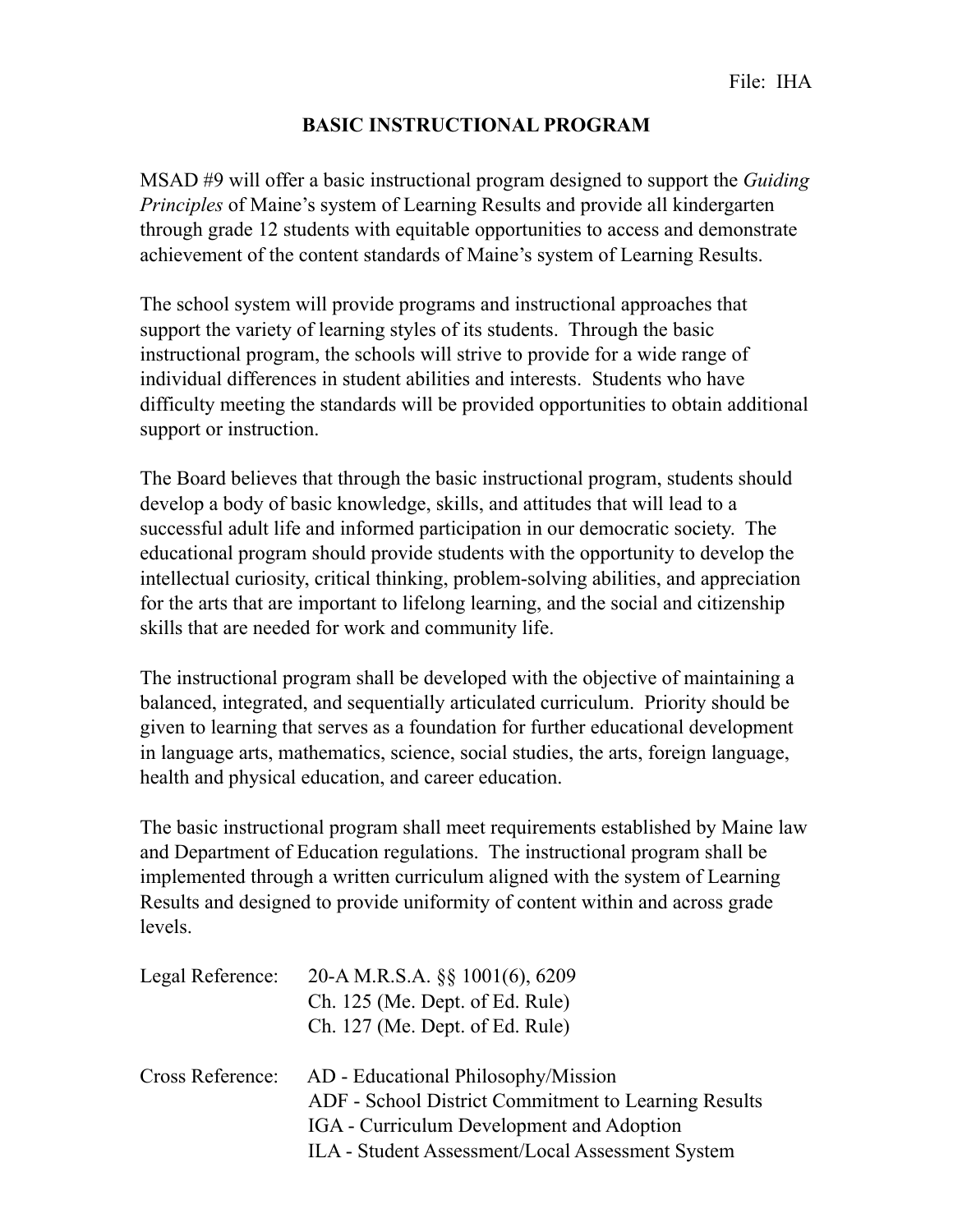File: IHA

# BASIC INSTRUCTIONAL PROGRAM

MSAD #9 will offer a basic instructional program designed to support the *Guiding Principles* of Maine's system of Learning Results and provide all kindergarten through grade 12 students with equitable opportunities to access and demonstrate achievement of the content standards of Maine's system of Learning Results.

The school system will provide programs and instructional approaches that support the variety of learning styles of its students. Through the basic instructional program, the schools will strive to provide for a wide range of individual differences in student abilities and interests. Students who have difficulty meeting the standards will be provided opportunities to obtain additional support or instruction.

The Board believes that through the basic instructional program, students should develop a body of basic knowledge, skills, and attitudes that will lead to a successful adult life and informed participation in our democratic society. The educational program should provide students with the opportunity to develop the intellectual curiosity, critical thinking, problem-solving abilities, and appreciation for the arts that are important to lifelong learning, and the social and citizenship skills that are needed for work and community life.

The instructional program shall be developed with the objective of maintaining a balanced, integrated, and sequentially articulated curriculum. Priority should be given to learning that serves as a foundation for further educational development in language arts, mathematics, science, social studies, the arts, foreign language, health and physical education, and career education.

The basic instructional program shall meet requirements established by Maine law and Department of Education regulations. The instructional program shall be implemented through a written curriculum aligned with the system of Learning Results and designed to provide uniformity of content within and across grade levels.

Legal Reference: 20-A M.R.S.A. §§ 1001(6), 6209
Ch. 125 (Me. Dept. of Ed. Rule)
Ch. 127 (Me. Dept. of Ed. Rule)

Cross Reference: AD - Educational Philosophy/Mission
ADF - School District Commitment to Learning Results
IGA - Curriculum Development and Adoption
ILA - Student Assessment/Local Assessment System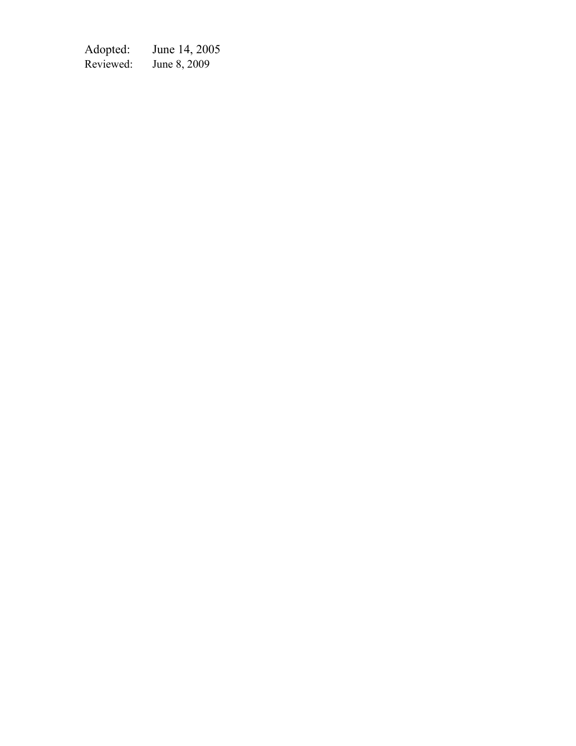Adopted: June 14, 2005
Reviewed: June 8, 2009